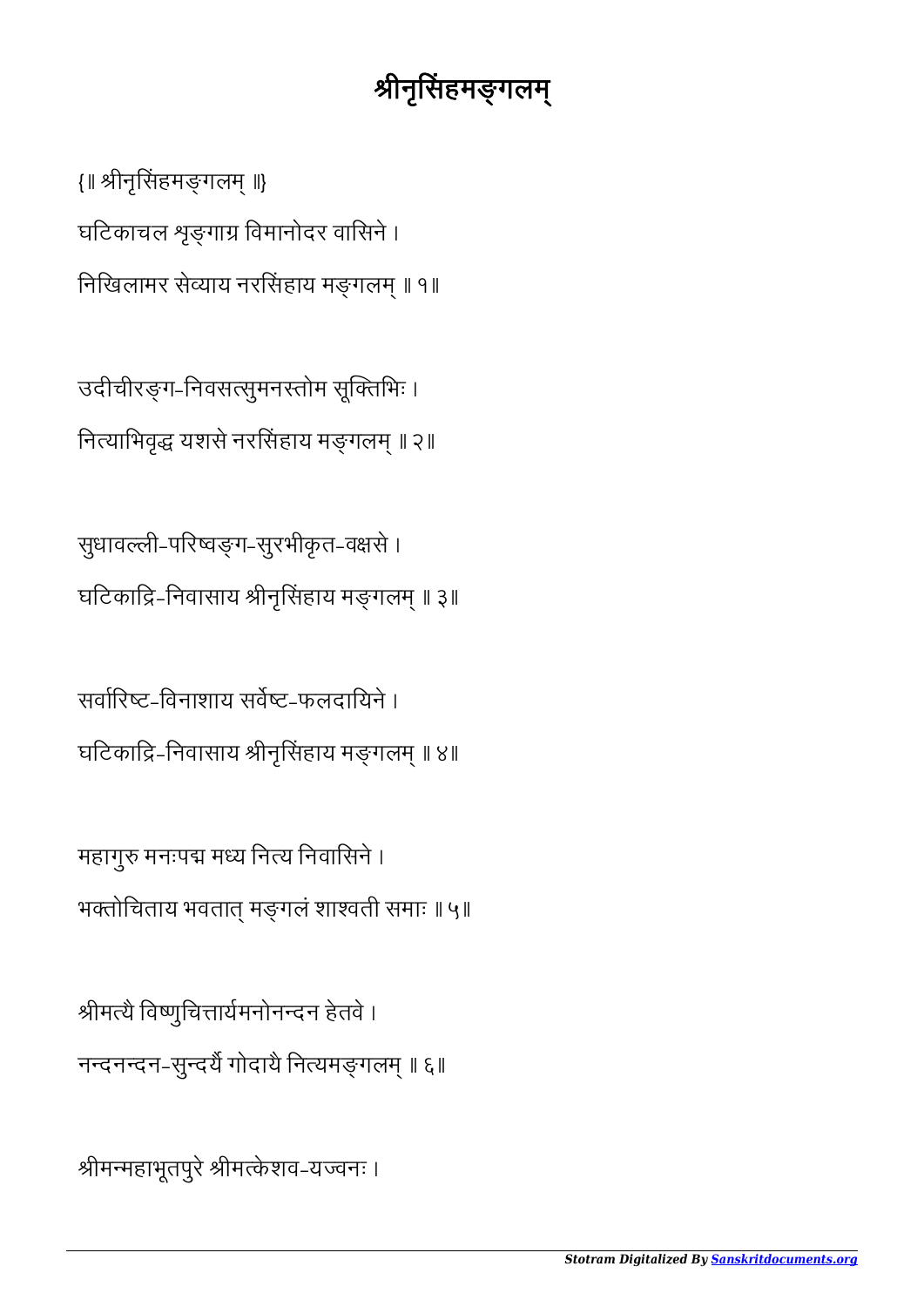# श्रीनृसिंहमङ्गलम्

{॥ श्रीनृसिंहमङ्गलम् ॥}

घटिकाचल शृङ्गाग्र विमानोदर वासिने ।
निखिलामर सेव्याय नरसिंहाय मङ्गलम् ॥ १॥

उदीचीरङ्ग-निवसत्सुमनस्तोम सूक्तिभिः ।
नित्याभिवृद्ध यशसे नरसिंहाय मङ्गलम् ॥ २॥

सुधावल्ली-परिष्वङ्ग-सुरभीकृत-वक्षसे ।
घटिकाद्रि-निवासाय श्रीनृसिंहाय मङ्गलम् ॥ ३॥

सर्वारिष्ट-विनाशाय सर्वेष्ट-फलदायिने ।
घटिकाद्रि-निवासाय श्रीनृसिंहाय मङ्गलम् ॥ ४॥

महागुरु मनःपद्म मध्य नित्य निवासिने ।
भक्तोचिताय भवतात् मङ्गलं शाश्वती समाः ॥ ५॥

श्रीमत्यै विष्णुचित्तार्यमनोनन्दन हेतवे ।
नन्दनन्दन-सुन्दर्यै गोदायै नित्यमङ्गलम् ॥ ६॥

श्रीमन्महाभूतपुरे श्रीमत्केशव-यज्वनः ।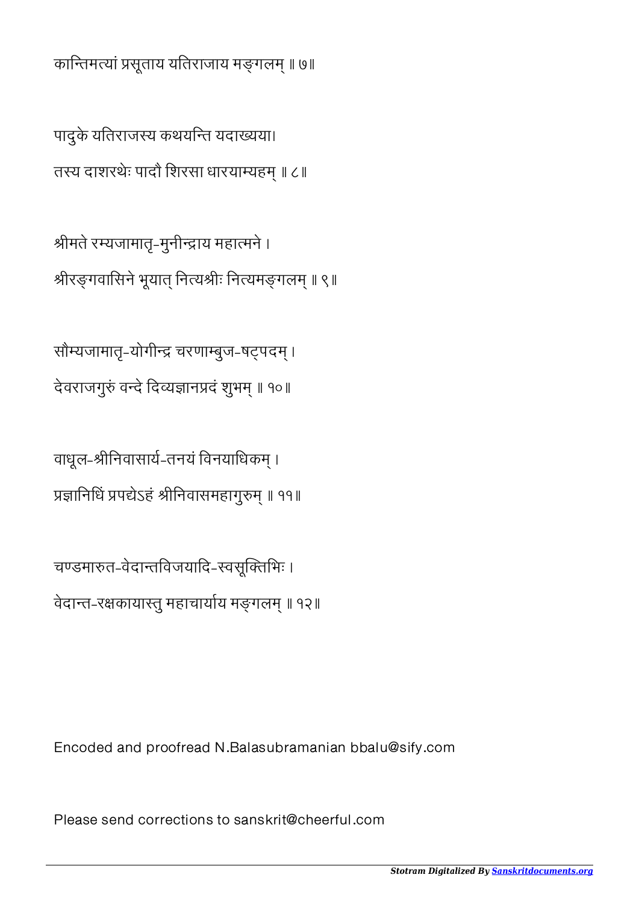कान्तिमत्यां प्रसूताय यतिराजाय मङ्गलम् ॥ ७॥

पादुके यतिराजस्य कथयन्ति यदाख्यया।
तस्य दाशरथेः पादौ शिरसा धारयाम्यहम् ॥ ८॥

श्रीमते रम्यजामातृ-मुनीन्द्राय महात्मने ।
श्रीरङ्गवासिने भूयात् नित्यश्रीः नित्यमङ्गलम् ॥ ९॥

सौम्यजामातृ-योगीन्द्र चरणाम्बुज-षट्पदम् ।
देवराजगुरुं वन्दे दिव्यज्ञानप्रदं शुभम् ॥ १०॥

वाधूल-श्रीनिवासार्य-तनयं विनयाधिकम् ।
प्रज्ञानिधिं प्रपद्येऽहं श्रीनिवासमहागुरुम् ॥ ११॥

चण्डमारुत-वेदान्तविजयादि-स्वसूक्तिभिः ।
वेदान्त-रक्षकायास्तु महाचार्याय मङ्गलम् ॥ १२॥

Encoded and proofread N.Balasubramanian bbalu@sify.com

Please send corrections to sanskrit@cheerful.com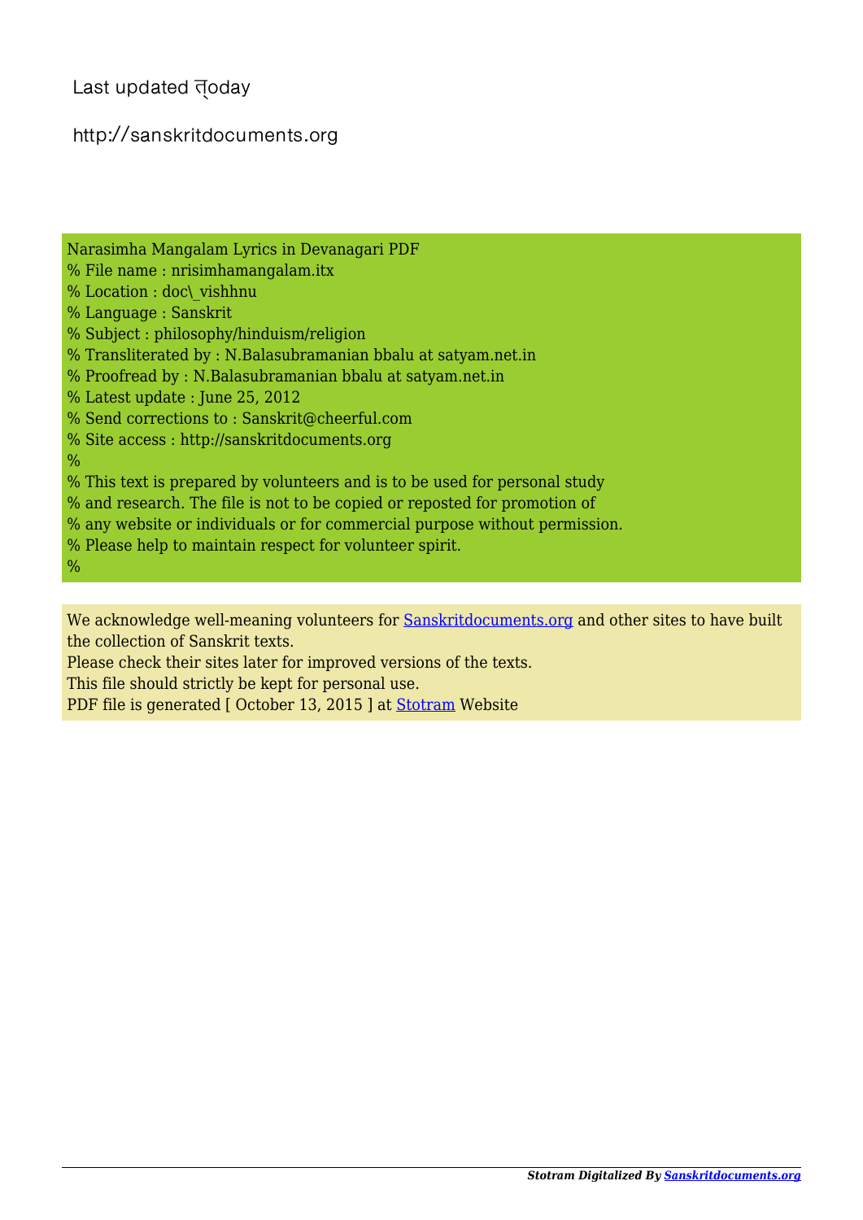Last updated त्oday

http://sanskritdocuments.org

Narasimha Mangalam Lyrics in Devanagari PDF
% File name : nrisimhamangalam.itx
% Location : doc\_vishhnu
% Language : Sanskrit
% Subject : philosophy/hinduism/religion
% Transliterated by : N.Balasubramanian bbalu at satyam.net.in
% Proofread by : N.Balasubramanian bbalu at satyam.net.in
% Latest update : June 25, 2012
% Send corrections to : Sanskrit@cheerful.com
% Site access : http://sanskritdocuments.org
%
% This text is prepared by volunteers and is to be used for personal study
% and research. The file is not to be copied or reposted for promotion of
% any website or individuals or for commercial purpose without permission.
% Please help to maintain respect for volunteer spirit.
%

We acknowledge well-meaning volunteers for Sanskritdocuments.org and other sites to have built the collection of Sanskrit texts.
Please check their sites later for improved versions of the texts.
This file should strictly be kept for personal use.
PDF file is generated [ October 13, 2015 ] at Stotram Website